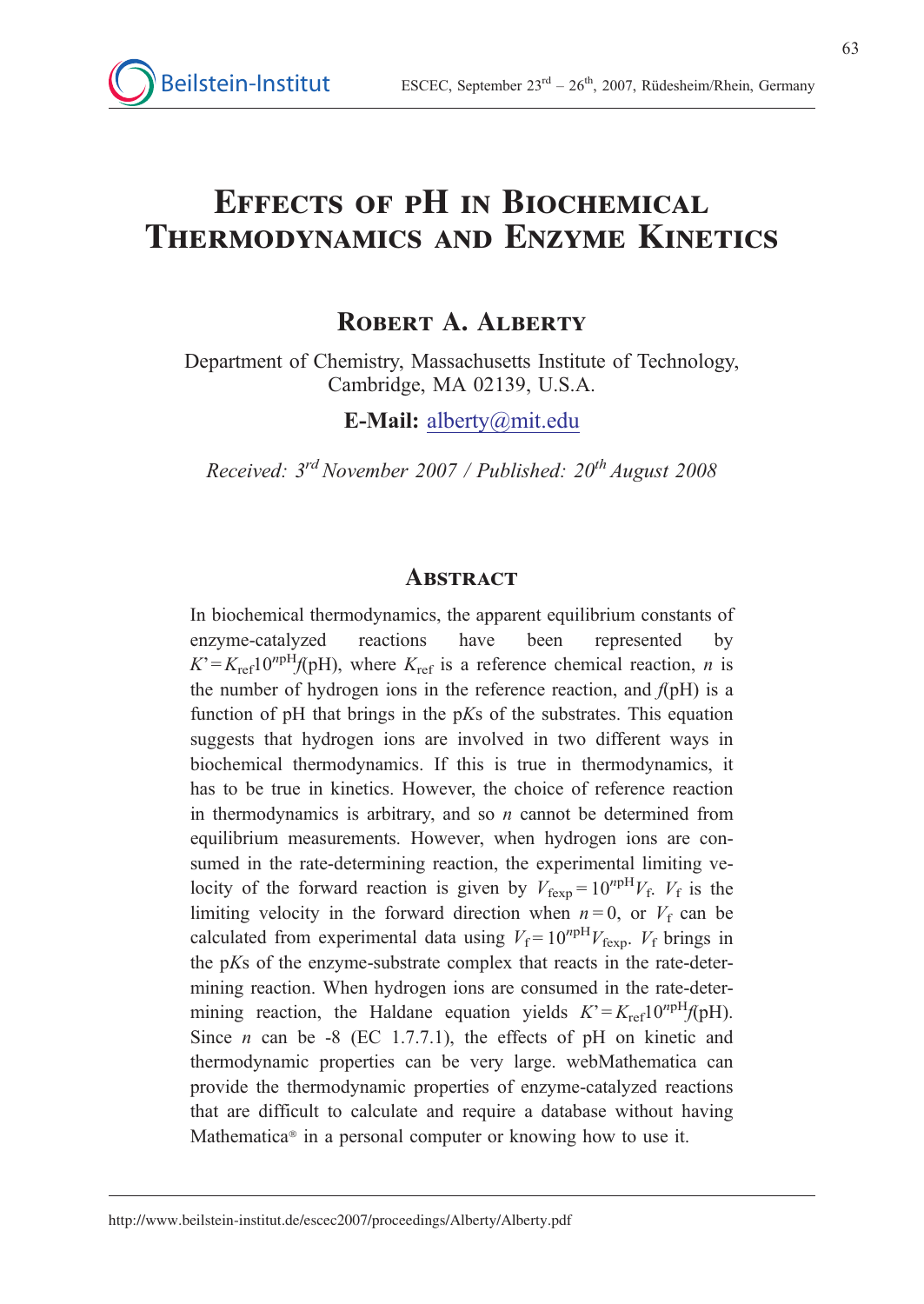# Effects of pH in Biochemical Thermodynamics and Enzyme Kinetics

## Robert A. Alberty

Department of Chemistry, Massachusetts Institute of Technology, Cambridge, MA 02139, U.S.A.

**E-Mail:** alberty@mit.edu

*Received: 3rd November 2007 / Published: 20th August 2008*

## Abstract

In biochemical thermodynamics, the apparent equilibrium constants of enzyme-catalyzed reactions have been represented by $K' = K_{ref}10^{n\text{pH}}f(\text{pH})$, where $K_{ref}$ is a reference chemical reaction, $n$ is the number of hydrogen ions in the reference reaction, and $f(\text{pH})$ is a function of pH that brings in the p*K*s of the substrates. This equation suggests that hydrogen ions are involved in two different ways in biochemical thermodynamics. If this is true in thermodynamics, it has to be true in kinetics. However, the choice of reference reaction in thermodynamics is arbitrary, and so $n$ cannot be determined from equilibrium measurements. However, when hydrogen ions are consumed in the rate-determining reaction, the experimental limiting velocity of the forward reaction is given by $V_{fexp} = 10^{n\text{pH}}V_f$. $V_f$ is the limiting velocity in the forward direction when $n = 0$, or $V_f$ can be calculated from experimental data using $V_f = 10^{n\text{pH}}V_{fexp}$. $V_f$ brings in the p*K*s of the enzyme-substrate complex that reacts in the rate-determining reaction. When hydrogen ions are consumed in the rate-determining reaction, the Haldane equation yields $K' = K_{ref}10^{n\text{pH}}f(\text{pH})$. Since $n$ can be -8 (EC 1.7.7.1), the effects of pH on kinetic and thermodynamic properties can be very large. webMathematica can provide the thermodynamic properties of enzyme-catalyzed reactions that are difficult to calculate and require a database without having Mathematica® in a personal computer or knowing how to use it.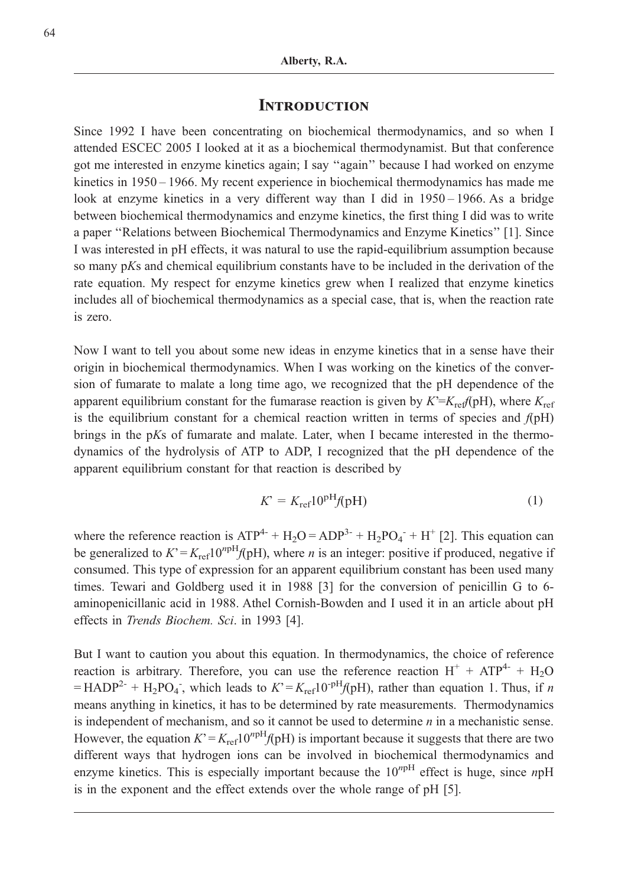## Introduction

Since 1992 I have been concentrating on biochemical thermodynamics, and so when I attended ESCEC 2005 I looked at it as a biochemical thermodynamist. But that conference got me interested in enzyme kinetics again; I say ''again'' because I had worked on enzyme kinetics in 1950 – 1966. My recent experience in biochemical thermodynamics has made me look at enzyme kinetics in a very different way than I did in 1950 – 1966. As a bridge between biochemical thermodynamics and enzyme kinetics, the first thing I did was to write a paper ''Relations between Biochemical Thermodynamics and Enzyme Kinetics'' [1]. Since I was interested in pH effects, it was natural to use the rapid-equilibrium assumption because so many p*K*s and chemical equilibrium constants have to be included in the derivation of the rate equation. My respect for enzyme kinetics grew when I realized that enzyme kinetics includes all of biochemical thermodynamics as a special case, that is, when the reaction rate is zero.

Now I want to tell you about some new ideas in enzyme kinetics that in a sense have their origin in biochemical thermodynamics. When I was working on the kinetics of the conversion of fumarate to malate a long time ago, we recognized that the pH dependence of the apparent equilibrium constant for the fumarase reaction is given by $K' = K_{ref} f(\mathrm{pH})$, where $K_{ref}$ is the equilibrium constant for a chemical reaction written in terms of species and $f(\mathrm{pH})$ brings in the p*K*s of fumarate and malate. Later, when I became interested in the thermodynamics of the hydrolysis of ATP to ADP, I recognized that the pH dependence of the apparent equilibrium constant for that reaction is described by

$$K' = K_{ref} 10^{\mathrm{pH}} f(\mathrm{pH}) \tag{1}$$

where the reference reaction is $ATP^{4-} + H_2O = ADP^{3-} + H_2PO_4^- + H^+$ [2]. This equation can be generalized to $K' = K_{ref} 10^{n\mathrm{pH}} f(\mathrm{pH})$, where $n$ is an integer: positive if produced, negative if consumed. This type of expression for an apparent equilibrium constant has been used many times. Tewari and Goldberg used it in 1988 [3] for the conversion of penicillin G to 6-aminopenicillanic acid in 1988. Athel Cornish-Bowden and I used it in an article about pH effects in *Trends Biochem. Sci*. in 1993 [4].

But I want to caution you about this equation. In thermodynamics, the choice of reference reaction is arbitrary. Therefore, you can use the reference reaction $H^+ + ATP^{4-} + H_2O = HADP^{2-} + H_2PO_4^-$, which leads to $K' = K_{ref} 10^{-\mathrm{pH}} f(\mathrm{pH})$, rather than equation 1. Thus, if $n$ means anything in kinetics, it has to be determined by rate measurements. Thermodynamics is independent of mechanism, and so it cannot be used to determine $n$ in a mechanistic sense. However, the equation $K' = K_{ref} 10^{n\mathrm{pH}} f(\mathrm{pH})$ is important because it suggests that there are two different ways that hydrogen ions can be involved in biochemical thermodynamics and enzyme kinetics. This is especially important because the $10^{n\mathrm{pH}}$ effect is huge, since $n$pH is in the exponent and the effect extends over the whole range of pH [5].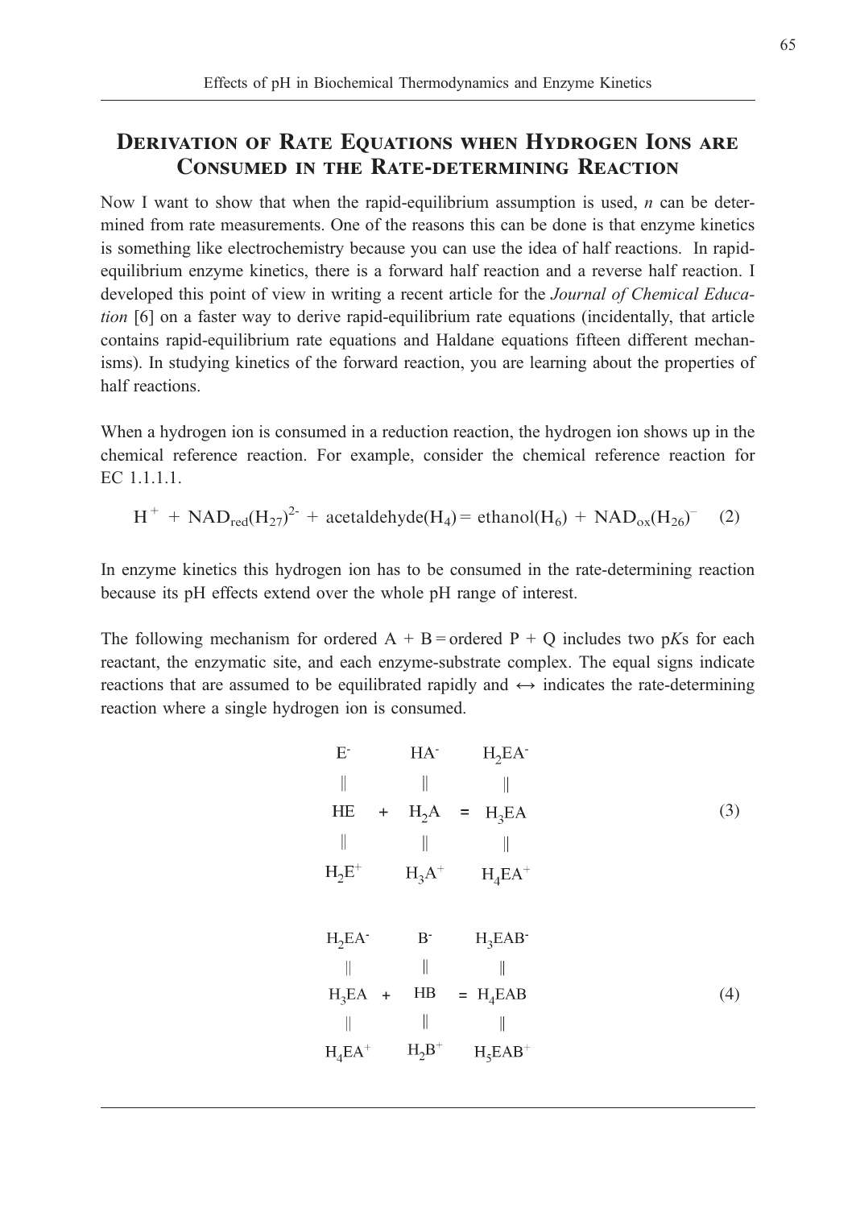## Derivation of Rate Equations when Hydrogen Ions are Consumed in the Rate-determining Reaction

Now I want to show that when the rapid-equilibrium assumption is used, $n$ can be determined from rate measurements. One of the reasons this can be done is that enzyme kinetics is something like electrochemistry because you can use the idea of half reactions. In rapid-equilibrium enzyme kinetics, there is a forward half reaction and a reverse half reaction. I developed this point of view in writing a recent article for the *Journal of Chemical Education* [6] on a faster way to derive rapid-equilibrium rate equations (incidentally, that article contains rapid-equilibrium rate equations and Haldane equations fifteen different mechanisms). In studying kinetics of the forward reaction, you are learning about the properties of half reactions.

When a hydrogen ion is consumed in a reduction reaction, the hydrogen ion shows up in the chemical reference reaction. For example, consider the chemical reference reaction for EC 1.1.1.1.

$$H^{+} + NAD_{red}(H_{27})^{2-} + \text{acetaldehyde}(H_4) = \text{ethanol}(H_6) + NAD_{ox}(H_{26})^{-} \quad (2)$$

In enzyme kinetics this hydrogen ion has to be consumed in the rate-determining reaction because its pH effects extend over the whole pH range of interest.

The following mechanism for ordered A + B = ordered P + Q includes two p*K*s for each reactant, the enzymatic site, and each enzyme-substrate complex. The equal signs indicate reactions that are assumed to be equilibrated rapidly and ↔ indicates the rate-determining reaction where a single hydrogen ion is consumed.

$$\begin{array}{ccccc} E^{-} & & HA^{-} & & H_2EA^{-} \\ \| & & \| & & \| \\ HE & + & H_2A & = & H_3EA \\ \| & & \| & & \| \\ H_2E^{+} & & H_3A^{+} & & H_4EA^{+} \end{array} \quad (3)$$

$$\begin{array}{ccccc} H_2EA^{-} & & B^{-} & & H_3EAB^{-} \\ \| & & \| & & \| \\ H_3EA & + & HB & = & H_4EAB \\ \| & & \| & & \| \\ H_4EA^{+} & & H_2B^{+} & & H_5EAB^{+} \end{array} \quad (4)$$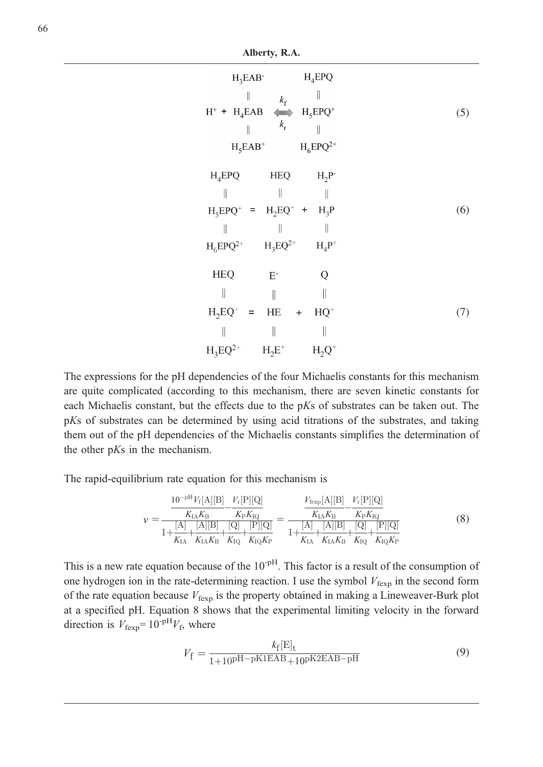$$
\begin{array}{ccc}
H_3EAB^- & & H_4EPQ \\
\| & k_f & \| \\
H^+ + H_4EAB & \Longleftrightarrow & H_5EPQ^+ \\
\| & k_r & \| \\
H_5EAB^+ & & H_6EPQ^{2+}
\end{array} \tag{5}
$$

$$
\begin{array}{ccccc}
H_4EPQ & & HEQ & & H_2P^- \\
\| & & \| & & \| \\
H_5EPQ^+ & = & H_2EQ^+ & + & H_3P \\
\| & & \| & & \| \\
H_6EPQ^{2+} & & H_3EQ^{2+} & & H_4P^+
\end{array} \tag{6}
$$

$$
\begin{array}{ccccc}
HEQ & & E^- & & Q \\
\| & & \| & & \| \\
H_2EQ^+ & = & HE & + & HQ^+ \\
\| & & \| & & \| \\
H_3EQ^{2+} & & H_2E^+ & & H_2Q^+
\end{array} \tag{7}
$$

The expressions for the pH dependencies of the four Michaelis constants for this mechanism are quite complicated (according to this mechanism, there are seven kinetic constants for each Michaelis constant, but the effects due to the p*K*s of substrates can be taken out. The p*K*s of substrates can be determined by using acid titrations of the substrates, and taking them out of the pH dependencies of the Michaelis constants simplifies the determination of the other p*K*s in the mechanism.

The rapid-equilibrium rate equation for this mechanism is

$$
v = \frac{\dfrac{10^{-\mathrm{pH}} V_\mathrm{f}[\mathrm{A}][\mathrm{B}]}{K_\mathrm{IA}K_\mathrm{B}} - \dfrac{V_\mathrm{r}[\mathrm{P}][\mathrm{Q}]}{K_\mathrm{P}K_\mathrm{IQ}}}{1+\dfrac{[\mathrm{A}]}{K_\mathrm{IA}}+\dfrac{[\mathrm{A}][\mathrm{B}]}{K_\mathrm{IA}K_\mathrm{B}}+\dfrac{[\mathrm{Q}]}{K_\mathrm{IQ}}+\dfrac{[\mathrm{P}][\mathrm{Q}]}{K_\mathrm{IQ}K_\mathrm{P}}} = \frac{\dfrac{V_\mathrm{fexp}[\mathrm{A}][\mathrm{B}]}{K_\mathrm{IA}K_\mathrm{B}} - \dfrac{V_\mathrm{r}[\mathrm{P}][\mathrm{Q}]}{K_\mathrm{P}K_\mathrm{IQ}}}{1+\dfrac{[\mathrm{A}]}{K_\mathrm{IA}}+\dfrac{[\mathrm{A}][\mathrm{B}]}{K_\mathrm{IA}K_\mathrm{B}}+\dfrac{[\mathrm{Q}]}{K_\mathrm{IQ}}+\dfrac{[\mathrm{P}][\mathrm{Q}]}{K_\mathrm{IQ}K_\mathrm{P}}} \tag{8}
$$

This is a new rate equation because of the $10^{-\mathrm{pH}}$. This factor is a result of the consumption of one hydrogen ion in the rate-determining reaction. I use the symbol $V_\mathrm{fexp}$ in the second form of the rate equation because $V_\mathrm{fexp}$ is the property obtained in making a Lineweaver-Burk plot at a specified pH. Equation 8 shows that the experimental limiting velocity in the forward direction is $V_\mathrm{fexp} = 10^{-\mathrm{pH}} V_\mathrm{f}$, where

$$
V_\mathrm{f} = \frac{k_\mathrm{f}[\mathrm{E}]_\mathrm{t}}{1+10^{\mathrm{pH}-\mathrm{pK1EAB}}+10^{\mathrm{pK2EAB}-\mathrm{pH}}} \tag{9}
$$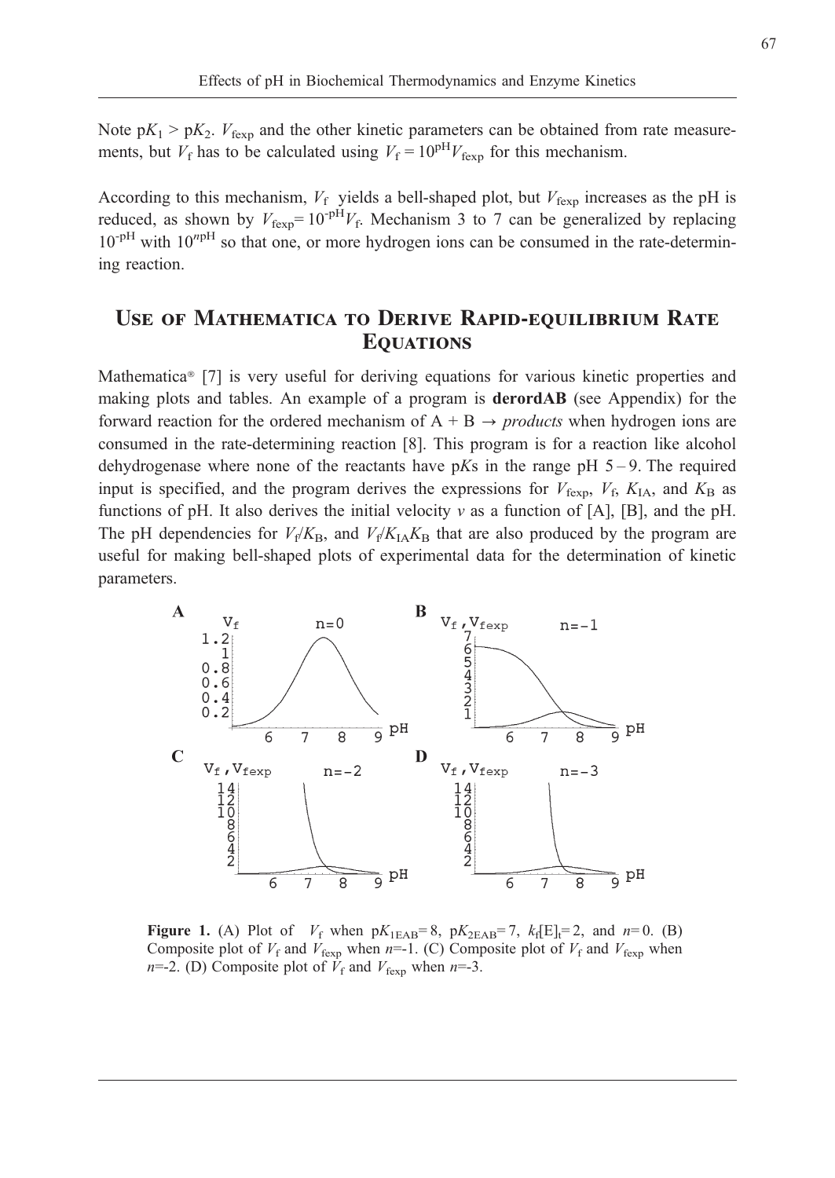Note $pK_1 > pK_2$. $V_{fexp}$ and the other kinetic parameters can be obtained from rate measurements, but $V_f$ has to be calculated using $V_f = 10^{pH}V_{fexp}$ for this mechanism.

According to this mechanism, $V_f$ yields a bell-shaped plot, but $V_{fexp}$ increases as the pH is reduced, as shown by $V_{fexp} = 10^{-pH}V_f$. Mechanism 3 to 7 can be generalized by replacing $10^{-pH}$ with $10^{npH}$ so that one, or more hydrogen ions can be consumed in the rate-determining reaction.

## Use of Mathematica to Derive Rapid-equilibrium Rate Equations

Mathematica® [7] is very useful for deriving equations for various kinetic properties and making plots and tables. An example of a program is **derordAB** (see Appendix) for the forward reaction for the ordered mechanism of A + B → *products* when hydrogen ions are consumed in the rate-determining reaction [8]. This program is for a reaction like alcohol dehydrogenase where none of the reactants have p*K*s in the range pH 5 – 9. The required input is specified, and the program derives the expressions for $V_{fexp}$, $V_f$, $K_{IA}$, and $K_B$ as functions of pH. It also derives the initial velocity *v* as a function of [A], [B], and the pH. The pH dependencies for $V_f/K_B$, and $V_f/K_{IA}K_B$ that are also produced by the program are useful for making bell-shaped plots of experimental data for the determination of kinetic parameters.

**Figure 1.** (A) Plot of $V_f$ when $pK_{1EAB} = 8$, $pK_{2EAB} = 7$, $k_f[E]_t = 2$, and $n = 0$. (B) Composite plot of $V_f$ and $V_{fexp}$ when $n$=-1. (C) Composite plot of $V_f$ and $V_{fexp}$ when $n$=-2. (D) Composite plot of $V_f$ and $V_{fexp}$ when $n$=-3.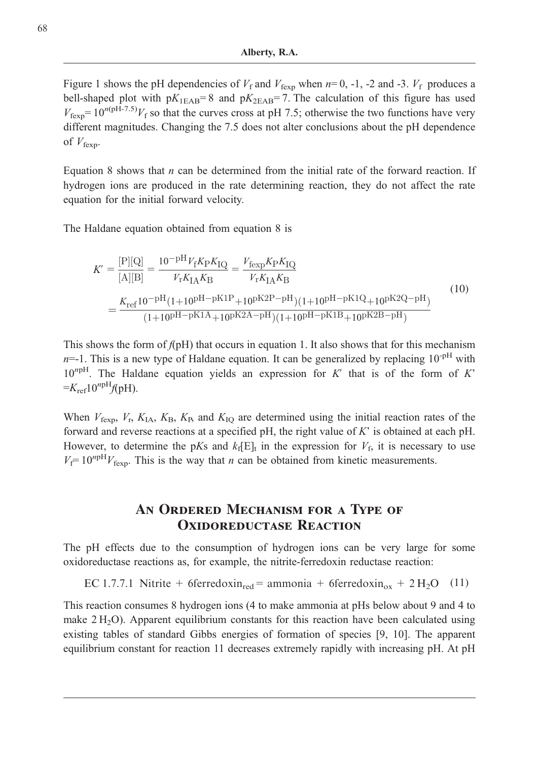Figure 1 shows the pH dependencies of $V_f$ and $V_{fexp}$ when $n = 0$, -1, -2 and -3. $V_f$ produces a bell-shaped plot with $pK_{1EAB} = 8$ and $pK_{2EAB} = 7$. The calculation of this figure has used $V_{fexp} = 10^{n(pH-7.5)}V_f$ so that the curves cross at pH 7.5; otherwise the two functions have very different magnitudes. Changing the 7.5 does not alter conclusions about the pH dependence of $V_{fexp}$.

Equation 8 shows that $n$ can be determined from the initial rate of the forward reaction. If hydrogen ions are produced in the rate determining reaction, they do not affect the rate equation for the initial forward velocity.

The Haldane equation obtained from equation 8 is

$$
\begin{aligned}
K' &= \frac{[\mathrm{P}][\mathrm{Q}]}{[\mathrm{A}][\mathrm{B}]} = \frac{10^{-\mathrm{pH}} V_f K_P K_{IQ}}{V_r K_{IA} K_B} = \frac{V_{fexp} K_P K_{IQ}}{V_r K_{IA} K_B} \\
&= \frac{K_{ref} 10^{-\mathrm{pH}} (1 + 10^{\mathrm{pH} - \mathrm{pK1P}} + 10^{\mathrm{pK2P} - \mathrm{pH}})(1 + 10^{\mathrm{pH} - \mathrm{pK1Q}} + 10^{\mathrm{pK2Q} - \mathrm{pH}})}{(1 + 10^{\mathrm{pH} - \mathrm{pK1A}} + 10^{\mathrm{pK2A} - \mathrm{pH}})(1 + 10^{\mathrm{pH} - \mathrm{pK1B}} + 10^{\mathrm{pK2B} - \mathrm{pH}})}
\end{aligned}
\tag{10}
$$

This shows the form of $f$(pH) that occurs in equation 1. It also shows that for this mechanism $n = -1$. This is a new type of Haldane equation. It can be generalized by replacing $10^{-pH}$ with $10^{npH}$. The Haldane equation yields an expression for $K'$ that is of the form of $K' = K_{ref}10^{npH}f(\mathrm{pH})$.

When $V_{fexp}$, $V_r$, $K_{IA}$, $K_B$, $K_P$, and $K_{IQ}$ are determined using the initial reaction rates of the forward and reverse reactions at a specified pH, the right value of $K'$ is obtained at each pH. However, to determine the p$K$s and $k_f[\mathrm{E}]_t$ in the expression for $V_f$, it is necessary to use $V_f = 10^{npH}V_{fexp}$. This is the way that $n$ can be obtained from kinetic measurements.

## An Ordered Mechanism for a Type of Oxidoreductase Reaction

The pH effects due to the consumption of hydrogen ions can be very large for some oxidoreductase reactions as, for example, the nitrite-ferredoxin reductase reaction:

$$
\text{EC 1.7.7.1 Nitrite} + 6\text{ferredoxin}_{red} = \text{ammonia} + 6\text{ferredoxin}_{ox} + 2\,H_2O \tag{11}
$$

This reaction consumes 8 hydrogen ions (4 to make ammonia at pHs below about 9 and 4 to make $2\,H_2O$). Apparent equilibrium constants for this reaction have been calculated using existing tables of standard Gibbs energies of formation of species [9, 10]. The apparent equilibrium constant for reaction 11 decreases extremely rapidly with increasing pH. At pH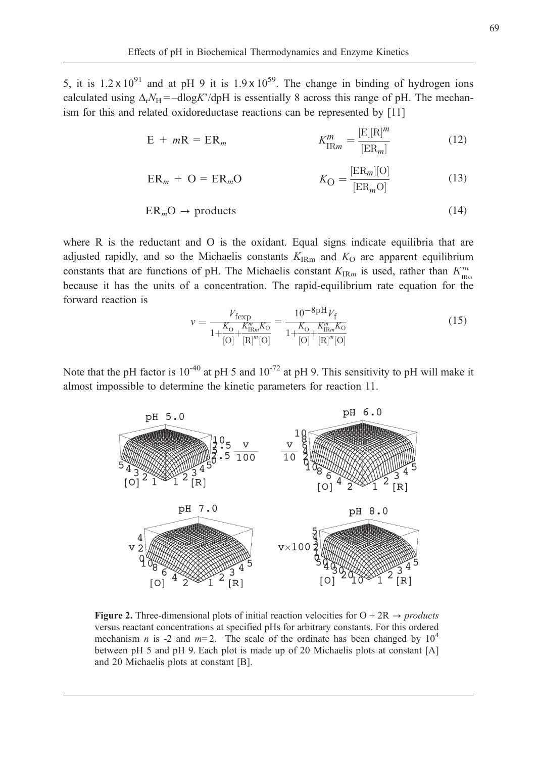5, it is $1.2 \times 10^{91}$ and at pH 9 it is $1.9 \times 10^{59}$. The change in binding of hydrogen ions calculated using $\Delta_r N_H = -\mathrm{d}\log K'/\mathrm{dpH}$ is essentially 8 across this range of pH. The mechanism for this and related oxidoreductase reactions can be represented by [11]

$$\mathrm{E} + m\mathrm{R} = \mathrm{ER}_m \qquad K_{\mathrm{IR}m}^{m} = \frac{[\mathrm{E}][\mathrm{R}]^m}{[\mathrm{ER}_m]} \tag{12}$$

$$\mathrm{ER}_m + \mathrm{O} = \mathrm{ER}_m\mathrm{O} \qquad K_{\mathrm{O}} = \frac{[\mathrm{ER}_m][\mathrm{O}]}{[\mathrm{ER}_m\mathrm{O}]} \tag{13}$$

$$\mathrm{ER}_m\mathrm{O} \rightarrow \text{products} \tag{14}$$

where R is the reductant and O is the oxidant. Equal signs indicate equilibria that are adjusted rapidly, and so the Michaelis constants $K_{\mathrm{IRm}}$ and $K_{\mathrm{O}}$ are apparent equilibrium constants that are functions of pH. The Michaelis constant $K_{\mathrm{IR}m}$ is used, rather than $K_{\mathrm{IR}m}^{m}$ because it has the units of a concentration. The rapid-equilibrium rate equation for the forward reaction is

$$v = \frac{V_{\mathrm{fexp}}}{1 + \frac{K_{\mathrm{O}}}{[\mathrm{O}]} + \frac{K_{\mathrm{IR}m}^{m} K_{\mathrm{O}}}{[\mathrm{R}]^m [\mathrm{O}]}} = \frac{10^{-8\mathrm{pH}} V_{\mathrm{f}}}{1 + \frac{K_{\mathrm{O}}}{[\mathrm{O}]} + \frac{K_{\mathrm{IR}m}^{m} K_{\mathrm{O}}}{[\mathrm{R}]^m [\mathrm{O}]}} \tag{15}$$

Note that the pH factor is $10^{-40}$ at pH 5 and $10^{-72}$ at pH 9. This sensitivity to pH will make it almost impossible to determine the kinetic parameters for reaction 11.

**Figure 2.** Three-dimensional plots of initial reaction velocities for O + 2R → *products* versus reactant concentrations at specified pHs for arbitrary constants. For this ordered mechanism *n* is -2 and *m*= 2. The scale of the ordinate has been changed by $10^4$ between pH 5 and pH 9. Each plot is made up of 20 Michaelis plots at constant [A] and 20 Michaelis plots at constant [B].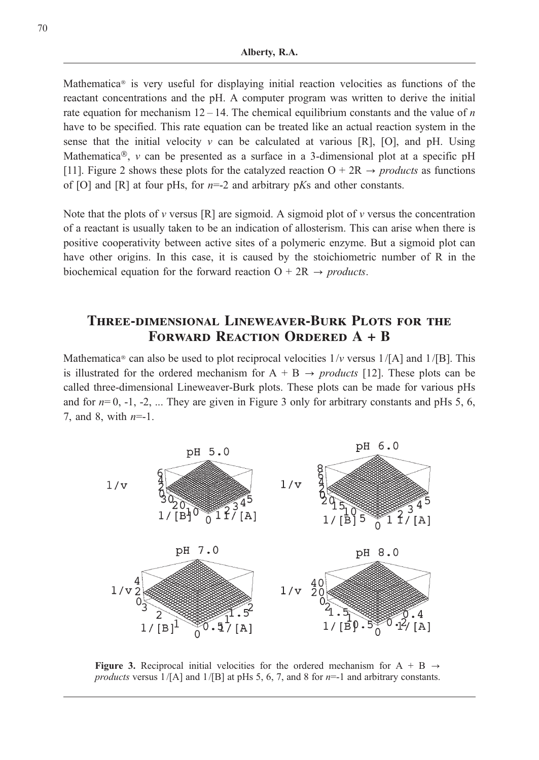Mathematica® is very useful for displaying initial reaction velocities as functions of the reactant concentrations and the pH. A computer program was written to derive the initial rate equation for mechanism 12 – 14. The chemical equilibrium constants and the value of $n$ have to be specified. This rate equation can be treated like an actual reaction system in the sense that the initial velocity $v$ can be calculated at various [R], [O], and pH. Using Mathematica®, $v$ can be presented as a surface in a 3-dimensional plot at a specific pH [11]. Figure 2 shows these plots for the catalyzed reaction O + 2R → *products* as functions of [O] and [R] at four pHs, for $n$=-2 and arbitrary p$K$s and other constants.

Note that the plots of $v$ versus [R] are sigmoid. A sigmoid plot of $v$ versus the concentration of a reactant is usually taken to be an indication of allosterism. This can arise when there is positive cooperativity between active sites of a polymeric enzyme. But a sigmoid plot can have other origins. In this case, it is caused by the stoichiometric number of R in the biochemical equation for the forward reaction O + 2R → *products*.

## Three-dimensional Lineweaver-Burk Plots for the Forward Reaction Ordered A + B

Mathematica® can also be used to plot reciprocal velocities $1/v$ versus 1/[A] and 1/[B]. This is illustrated for the ordered mechanism for A + B → *products* [12]. These plots can be called three-dimensional Lineweaver-Burk plots. These plots can be made for various pHs and for $n$= 0, -1, -2, ... They are given in Figure 3 only for arbitrary constants and pHs 5, 6, 7, and 8, with $n$=-1.

**Figure 3.** Reciprocal initial velocities for the ordered mechanism for A + B → *products* versus 1/[A] and 1/[B] at pHs 5, 6, 7, and 8 for $n$=-1 and arbitrary constants.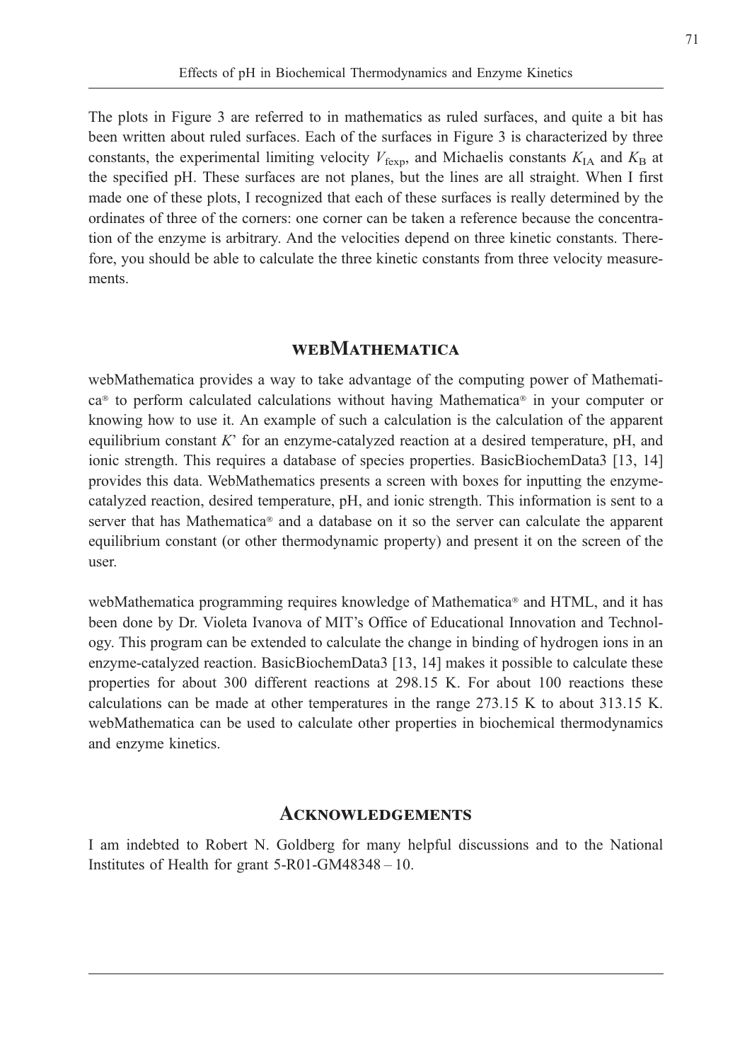The plots in Figure 3 are referred to in mathematics as ruled surfaces, and quite a bit has been written about ruled surfaces. Each of the surfaces in Figure 3 is characterized by three constants, the experimental limiting velocity $V_{\mathrm{fexp}}$, and Michaelis constants $K_{\mathrm{IA}}$ and $K_{\mathrm{B}}$ at the specified pH. These surfaces are not planes, but the lines are all straight. When I first made one of these plots, I recognized that each of these surfaces is really determined by the ordinates of three of the corners: one corner can be taken a reference because the concentration of the enzyme is arbitrary. And the velocities depend on three kinetic constants. Therefore, you should be able to calculate the three kinetic constants from three velocity measurements.

## webMathematica

webMathematica provides a way to take advantage of the computing power of Mathematica® to perform calculated calculations without having Mathematica® in your computer or knowing how to use it. An example of such a calculation is the calculation of the apparent equilibrium constant *K*' for an enzyme-catalyzed reaction at a desired temperature, pH, and ionic strength. This requires a database of species properties. BasicBiochemData3 [13, 14] provides this data. WebMathematics presents a screen with boxes for inputting the enzyme-catalyzed reaction, desired temperature, pH, and ionic strength. This information is sent to a server that has Mathematica® and a database on it so the server can calculate the apparent equilibrium constant (or other thermodynamic property) and present it on the screen of the user.

webMathematica programming requires knowledge of Mathematica® and HTML, and it has been done by Dr. Violeta Ivanova of MIT's Office of Educational Innovation and Technology. This program can be extended to calculate the change in binding of hydrogen ions in an enzyme-catalyzed reaction. BasicBiochemData3 [13, 14] makes it possible to calculate these properties for about 300 different reactions at 298.15 K. For about 100 reactions these calculations can be made at other temperatures in the range 273.15 K to about 313.15 K. webMathematica can be used to calculate other properties in biochemical thermodynamics and enzyme kinetics.

## Acknowledgements

I am indebted to Robert N. Goldberg for many helpful discussions and to the National Institutes of Health for grant 5-R01-GM48348 – 10.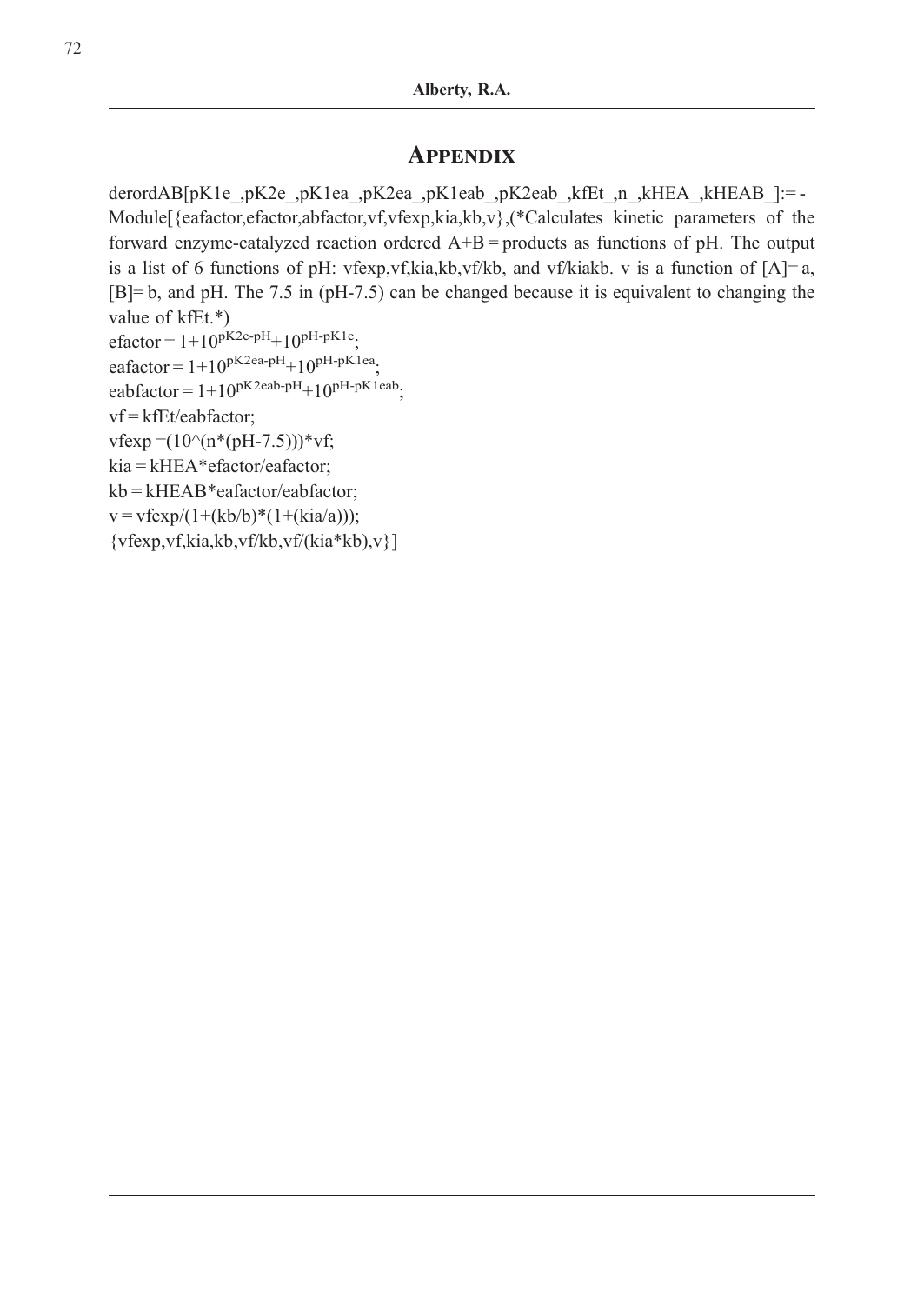## Appendix

```
derordAB[pK1e_,pK2e_,pK1ea_,pK2ea_,pK1eab_,pK2eab_,kfEt_,n_,kHEA_,kHEAB_]:= Module[{eafactor,efactor,abfactor,vf,vfexp,kia,kb,v},(*Calculates kinetic parameters of the forward enzyme-catalyzed reaction ordered A+B = products as functions of pH. The output is a list of 6 functions of pH: vfexp,vf,kia,kb,vf/kb, and vf/kiakb. v is a function of [A]= a, [B]= b, and pH. The 7.5 in (pH-7.5) can be changed because it is equivalent to changing the value of kfEt.*)
efactor = 1+10^(pK2e-pH)+10^(pH-pK1e);
eafactor = 1+10^(pK2ea-pH)+10^(pH-pK1ea);
eabfactor = 1+10^(pK2eab-pH)+10^(pH-pK1eab);
vf = kfEt/eabfactor;
vfexp =(10^(n*(pH-7.5)))*vf;
kia = kHEA*efactor/eafactor;
kb = kHEAB*eafactor/eabfactor;
v = vfexp/(1+(kb/b)*(1+(kia/a)));
{vfexp,vf,kia,kb,vf/kb,vf/(kia*kb),v}]
```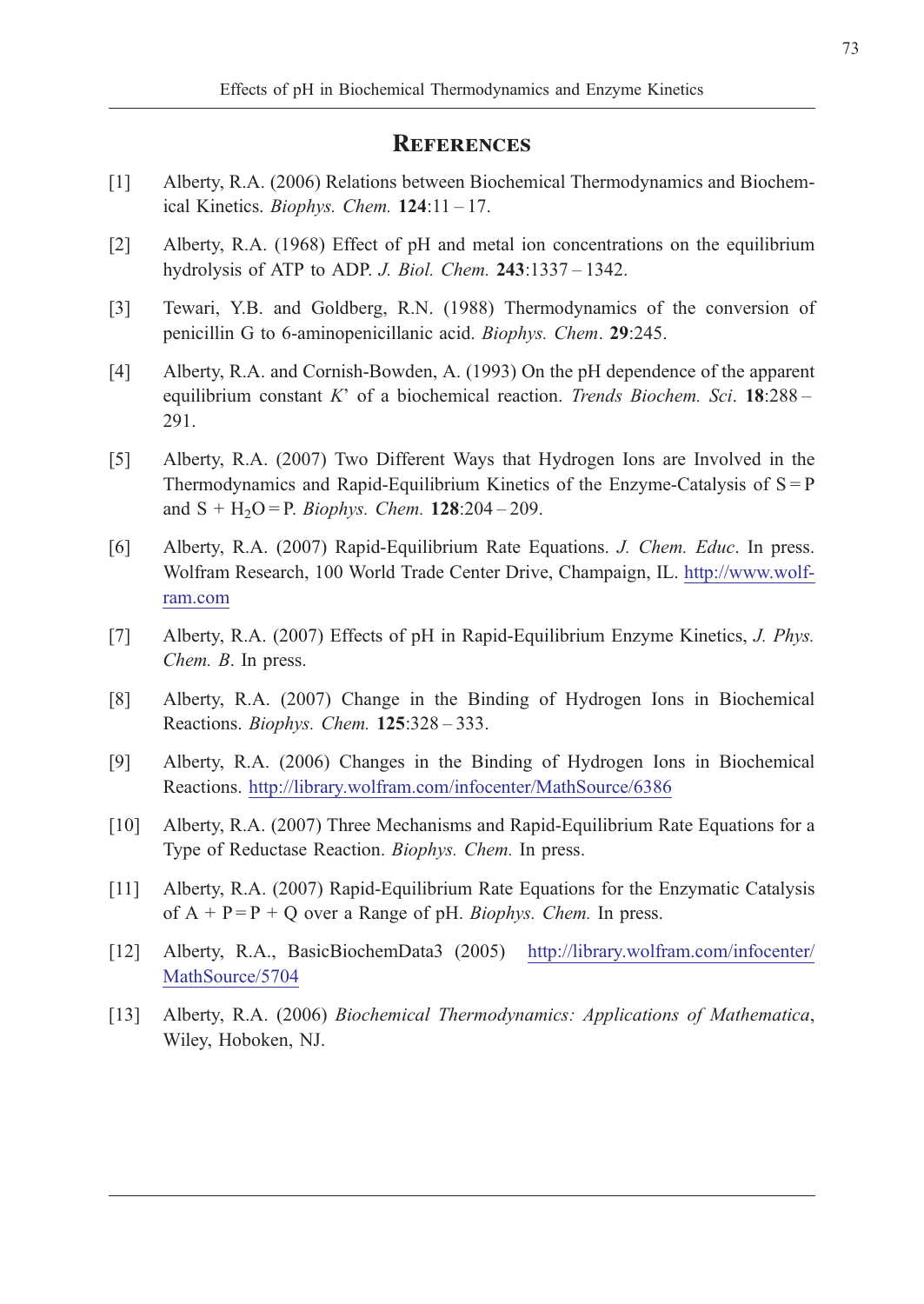## References

[1] Alberty, R.A. (2006) Relations between Biochemical Thermodynamics and Biochemical Kinetics. *Biophys. Chem.* **124**:11 – 17.

[2] Alberty, R.A. (1968) Effect of pH and metal ion concentrations on the equilibrium hydrolysis of ATP to ADP. *J. Biol. Chem.* **243**:1337 – 1342.

[3] Tewari, Y.B. and Goldberg, R.N. (1988) Thermodynamics of the conversion of penicillin G to 6-aminopenicillanic acid. *Biophys. Chem*. **29**:245.

[4] Alberty, R.A. and Cornish-Bowden, A. (1993) On the pH dependence of the apparent equilibrium constant *K*' of a biochemical reaction. *Trends Biochem. Sci*. **18**:288 – 291.

[5] Alberty, R.A. (2007) Two Different Ways that Hydrogen Ions are Involved in the Thermodynamics and Rapid-Equilibrium Kinetics of the Enzyme-Catalysis of S = P and S + $H_2O$ = P. *Biophys. Chem.* **128**:204 – 209.

[6] Alberty, R.A. (2007) Rapid-Equilibrium Rate Equations. *J. Chem. Educ*. In press. Wolfram Research, 100 World Trade Center Drive, Champaign, IL. http://www.wolfram.com

[7] Alberty, R.A. (2007) Effects of pH in Rapid-Equilibrium Enzyme Kinetics, *J. Phys. Chem. B*. In press.

[8] Alberty, R.A. (2007) Change in the Binding of Hydrogen Ions in Biochemical Reactions. *Biophys. Chem.* **125**:328 – 333.

[9] Alberty, R.A. (2006) Changes in the Binding of Hydrogen Ions in Biochemical Reactions. http://library.wolfram.com/infocenter/MathSource/6386

[10] Alberty, R.A. (2007) Three Mechanisms and Rapid-Equilibrium Rate Equations for a Type of Reductase Reaction. *Biophys. Chem.* In press.

[11] Alberty, R.A. (2007) Rapid-Equilibrium Rate Equations for the Enzymatic Catalysis of A + P = P + Q over a Range of pH. *Biophys. Chem.* In press.

[12] Alberty, R.A., BasicBiochemData3 (2005) http://library.wolfram.com/infocenter/MathSource/5704

[13] Alberty, R.A. (2006) *Biochemical Thermodynamics: Applications of Mathematica*, Wiley, Hoboken, NJ.